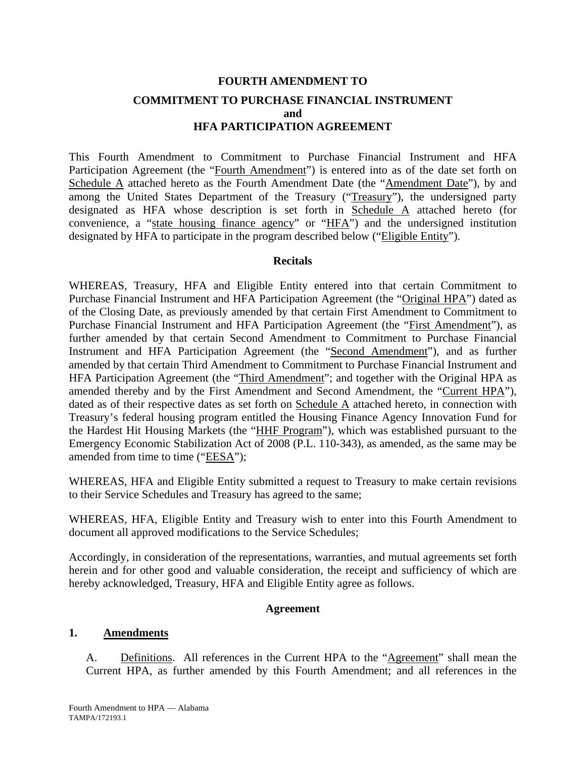# FOURTH AMENDMENT TO
## COMMITMENT TO PURCHASE FINANCIAL INSTRUMENT
## and
## HFA PARTICIPATION AGREEMENT

This Fourth Amendment to Commitment to Purchase Financial Instrument and HFA Participation Agreement (the "Fourth Amendment") is entered into as of the date set forth on Schedule A attached hereto as the Fourth Amendment Date (the "Amendment Date"), by and among the United States Department of the Treasury ("Treasury"), the undersigned party designated as HFA whose description is set forth in Schedule A attached hereto (for convenience, a "state housing finance agency" or "HFA") and the undersigned institution designated by HFA to participate in the program described below ("Eligible Entity").

### Recitals

WHEREAS, Treasury, HFA and Eligible Entity entered into that certain Commitment to Purchase Financial Instrument and HFA Participation Agreement (the "Original HPA") dated as of the Closing Date, as previously amended by that certain First Amendment to Commitment to Purchase Financial Instrument and HFA Participation Agreement (the "First Amendment"), as further amended by that certain Second Amendment to Commitment to Purchase Financial Instrument and HFA Participation Agreement (the "Second Amendment"), and as further amended by that certain Third Amendment to Commitment to Purchase Financial Instrument and HFA Participation Agreement (the "Third Amendment"; and together with the Original HPA as amended thereby and by the First Amendment and Second Amendment, the "Current HPA"), dated as of their respective dates as set forth on Schedule A attached hereto, in connection with Treasury's federal housing program entitled the Housing Finance Agency Innovation Fund for the Hardest Hit Housing Markets (the "HHF Program"), which was established pursuant to the Emergency Economic Stabilization Act of 2008 (P.L. 110-343), as amended, as the same may be amended from time to time ("EESA");

WHEREAS, HFA and Eligible Entity submitted a request to Treasury to make certain revisions to their Service Schedules and Treasury has agreed to the same;

WHEREAS, HFA, Eligible Entity and Treasury wish to enter into this Fourth Amendment to document all approved modifications to the Service Schedules;

Accordingly, in consideration of the representations, warranties, and mutual agreements set forth herein and for other good and valuable consideration, the receipt and sufficiency of which are hereby acknowledged, Treasury, HFA and Eligible Entity agree as follows.

### Agreement

**1. Amendments**

A. Definitions. All references in the Current HPA to the "Agreement" shall mean the Current HPA, as further amended by this Fourth Amendment; and all references in the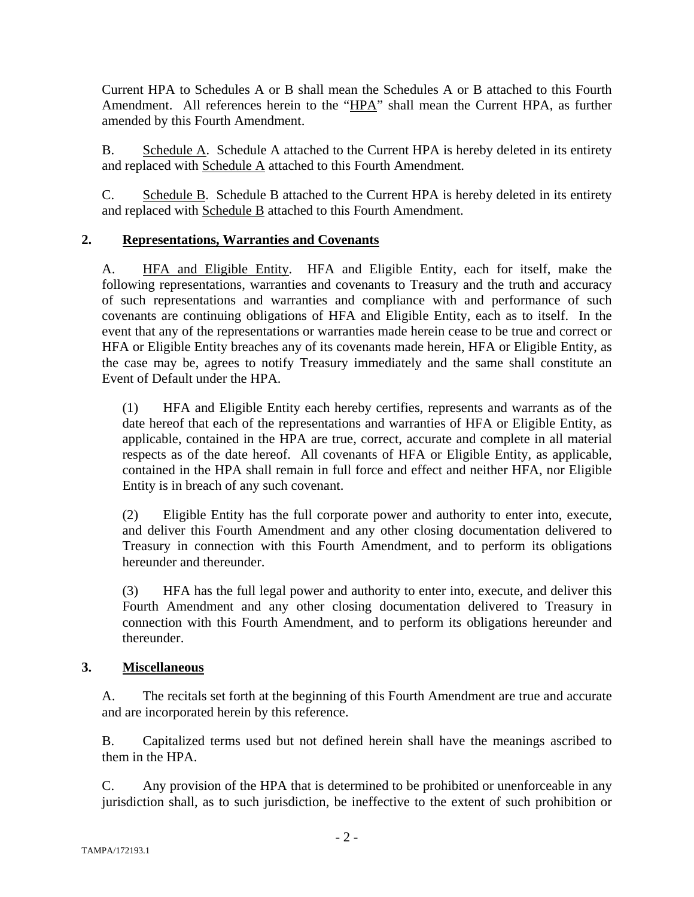Current HPA to Schedules A or B shall mean the Schedules A or B attached to this Fourth Amendment. All references herein to the "HPA" shall mean the Current HPA, as further amended by this Fourth Amendment.

B. Schedule A. Schedule A attached to the Current HPA is hereby deleted in its entirety and replaced with Schedule A attached to this Fourth Amendment.

C. Schedule B. Schedule B attached to the Current HPA is hereby deleted in its entirety and replaced with Schedule B attached to this Fourth Amendment.

## 2. Representations, Warranties and Covenants

A. HFA and Eligible Entity. HFA and Eligible Entity, each for itself, make the following representations, warranties and covenants to Treasury and the truth and accuracy of such representations and warranties and compliance with and performance of such covenants are continuing obligations of HFA and Eligible Entity, each as to itself. In the event that any of the representations or warranties made herein cease to be true and correct or HFA or Eligible Entity breaches any of its covenants made herein, HFA or Eligible Entity, as the case may be, agrees to notify Treasury immediately and the same shall constitute an Event of Default under the HPA.

(1) HFA and Eligible Entity each hereby certifies, represents and warrants as of the date hereof that each of the representations and warranties of HFA or Eligible Entity, as applicable, contained in the HPA are true, correct, accurate and complete in all material respects as of the date hereof. All covenants of HFA or Eligible Entity, as applicable, contained in the HPA shall remain in full force and effect and neither HFA, nor Eligible Entity is in breach of any such covenant.

(2) Eligible Entity has the full corporate power and authority to enter into, execute, and deliver this Fourth Amendment and any other closing documentation delivered to Treasury in connection with this Fourth Amendment, and to perform its obligations hereunder and thereunder.

(3) HFA has the full legal power and authority to enter into, execute, and deliver this Fourth Amendment and any other closing documentation delivered to Treasury in connection with this Fourth Amendment, and to perform its obligations hereunder and thereunder.

## 3. Miscellaneous

A. The recitals set forth at the beginning of this Fourth Amendment are true and accurate and are incorporated herein by this reference.

B. Capitalized terms used but not defined herein shall have the meanings ascribed to them in the HPA.

C. Any provision of the HPA that is determined to be prohibited or unenforceable in any jurisdiction shall, as to such jurisdiction, be ineffective to the extent of such prohibition or

TAMPA/172193.1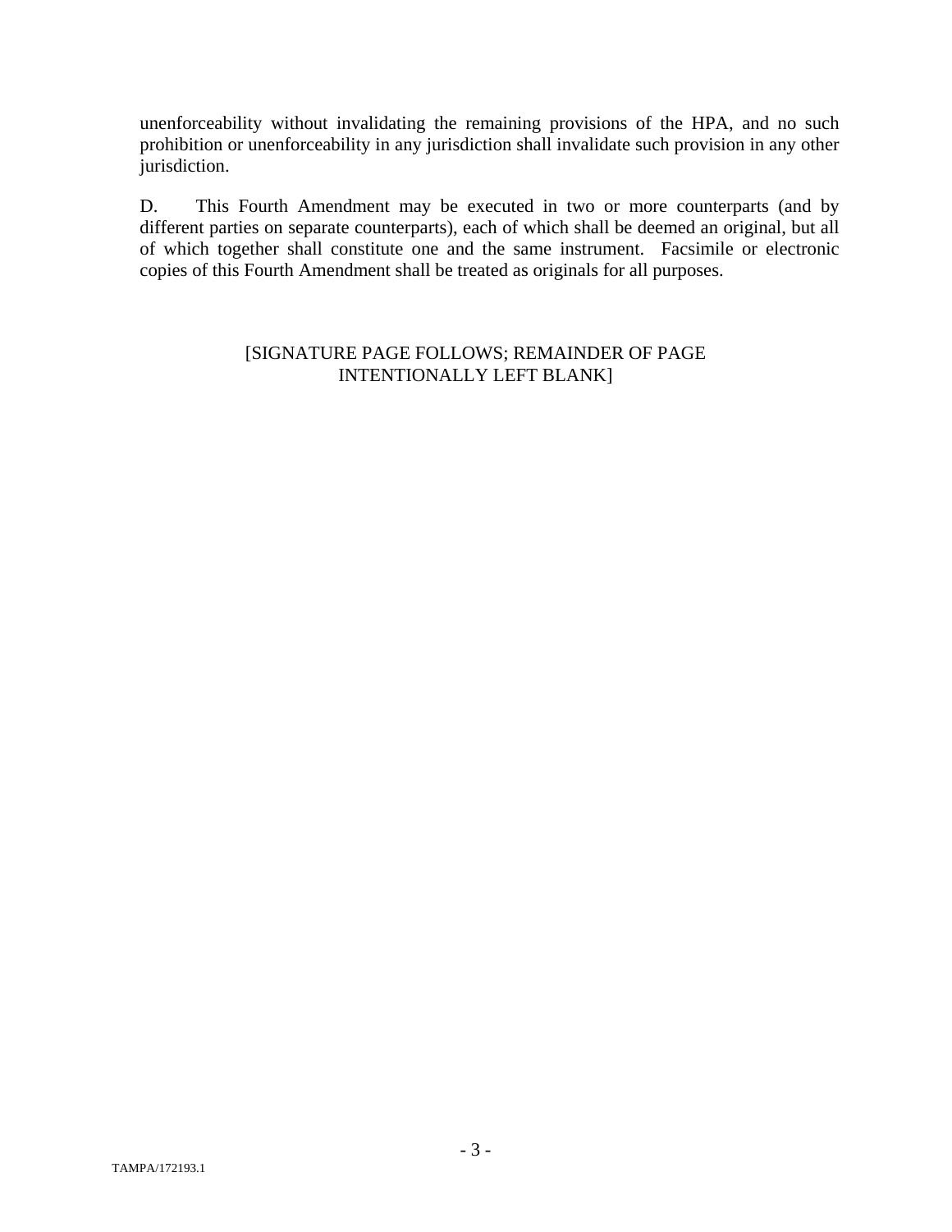unenforceability without invalidating the remaining provisions of the HPA, and no such prohibition or unenforceability in any jurisdiction shall invalidate such provision in any other jurisdiction.

D. This Fourth Amendment may be executed in two or more counterparts (and by different parties on separate counterparts), each of which shall be deemed an original, but all of which together shall constitute one and the same instrument. Facsimile or electronic copies of this Fourth Amendment shall be treated as originals for all purposes.

[SIGNATURE PAGE FOLLOWS; REMAINDER OF PAGE INTENTIONALLY LEFT BLANK]

TAMPA/172193.1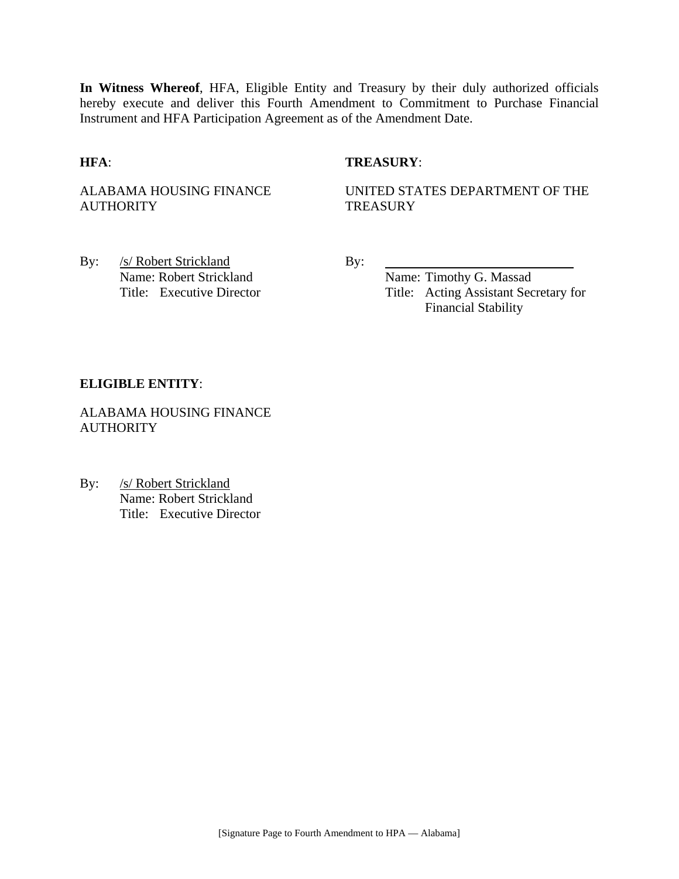**In Witness Whereof**, HFA, Eligible Entity and Treasury by their duly authorized officials hereby execute and deliver this Fourth Amendment to Commitment to Purchase Financial Instrument and HFA Participation Agreement as of the Amendment Date.

**HFA**:

ALABAMA HOUSING FINANCE AUTHORITY

By: /s/ Robert Strickland
Name: Robert Strickland
Title: Executive Director

**TREASURY**:

UNITED STATES DEPARTMENT OF THE TREASURY

By: \_\_\_\_\_\_\_\_\_\_\_\_\_\_\_\_\_\_\_\_\_\_\_\_\_\_\_\_
Name: Timothy G. Massad
Title: Acting Assistant Secretary for Financial Stability

**ELIGIBLE ENTITY**:

ALABAMA HOUSING FINANCE AUTHORITY

By: /s/ Robert Strickland
Name: Robert Strickland
Title: Executive Director

[Signature Page to Fourth Amendment to HPA — Alabama]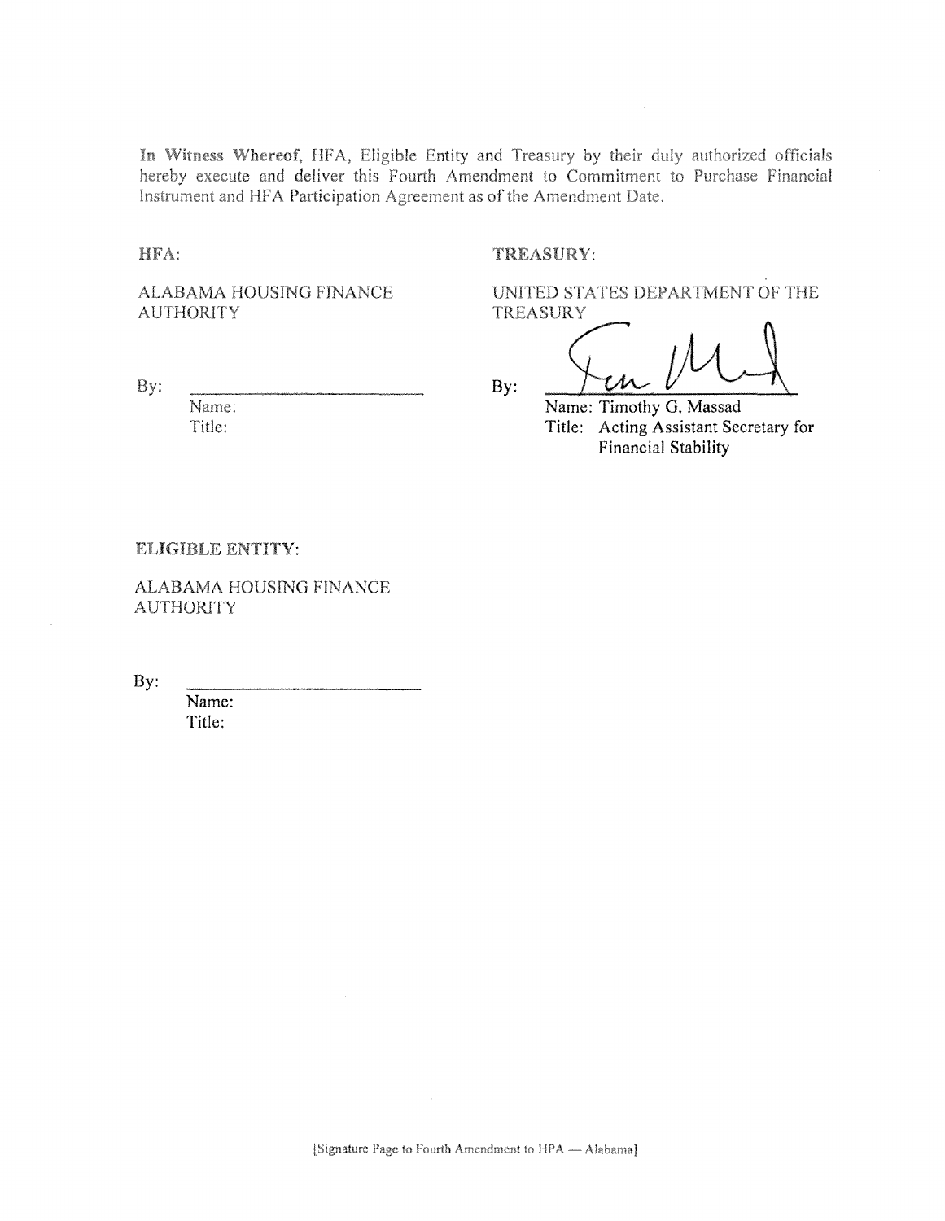**In Witness Whereof,** HFA, Eligible Entity and Treasury by their duly authorized officials hereby execute and deliver this Fourth Amendment to Commitment to Purchase Financial Instrument and HFA Participation Agreement as of the Amendment Date.

**HFA:**

ALABAMA HOUSING FINANCE AUTHORITY

By: ______________________
Name:
Title:

**TREASURY:**

UNITED STATES DEPARTMENT OF THE TREASURY

By: ______________________
Name: Timothy G. Massad
Title: Acting Assistant Secretary for Financial Stability

**ELIGIBLE ENTITY:**

ALABAMA HOUSING FINANCE AUTHORITY

By: ______________________
Name:
Title:

[Signature Page to Fourth Amendment to HPA — Alabama]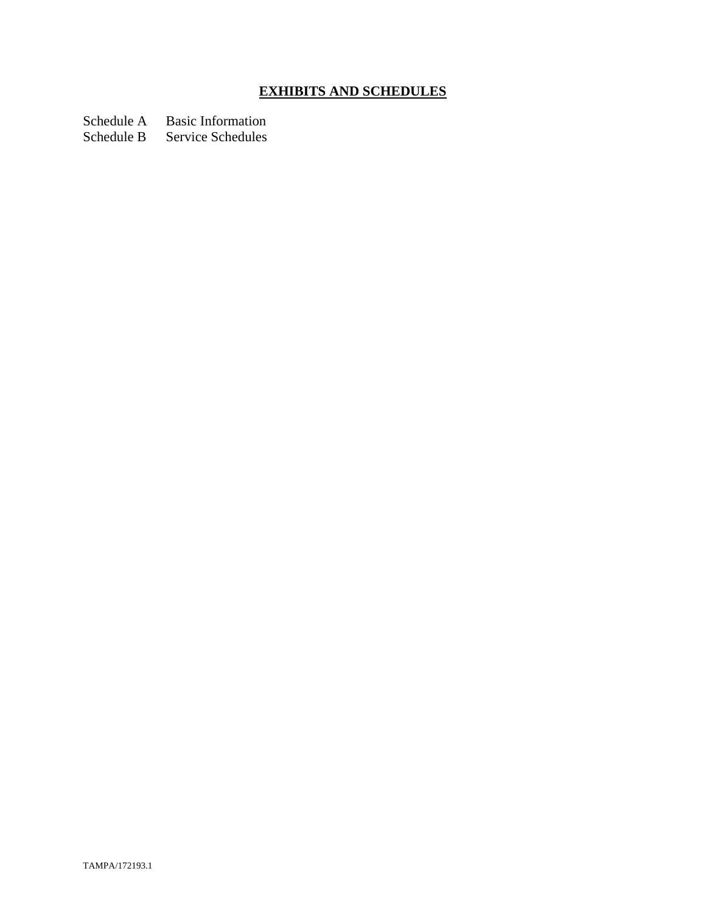# **EXHIBITS AND SCHEDULES**

Schedule A Basic Information
Schedule B Service Schedules

TAMPA/172193.1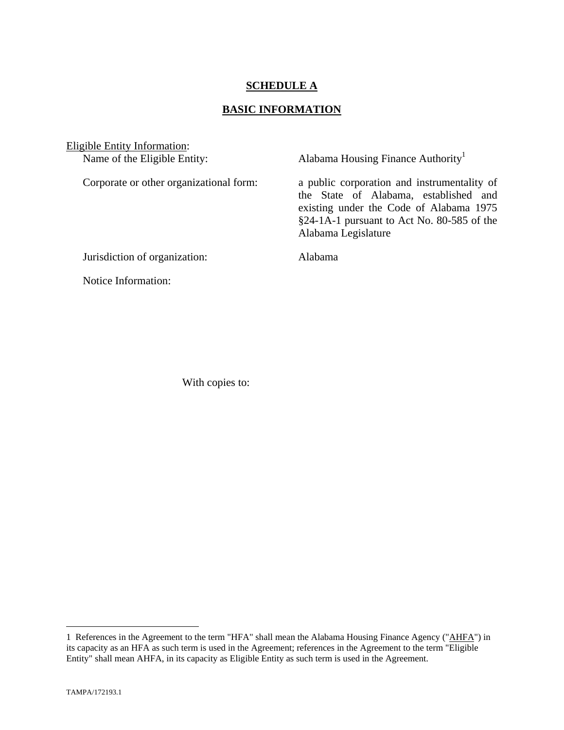**SCHEDULE A**

**BASIC INFORMATION**

Eligible Entity Information:

Name of the Eligible Entity: Alabama Housing Finance Authority[1]

Corporate or other organizational form: a public corporation and instrumentality of the State of Alabama, established and existing under the Code of Alabama 1975 §24-1A-1 pursuant to Act No. 80-585 of the Alabama Legislature

Jurisdiction of organization: Alabama

Notice Information:

With copies to:

---

1 References in the Agreement to the term "HFA" shall mean the Alabama Housing Finance Agency ("AHFA") in its capacity as an HFA as such term is used in the Agreement; references in the Agreement to the term "Eligible Entity" shall mean AHFA, in its capacity as Eligible Entity as such term is used in the Agreement.

TAMPA/172193.1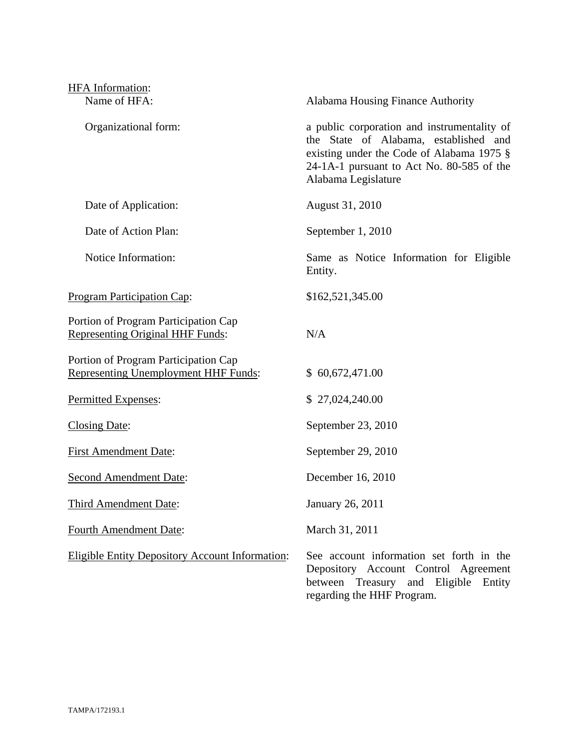HFA Information:

| | |
|---|---|
| Name of HFA: | Alabama Housing Finance Authority |
| Organizational form: | a public corporation and instrumentality of the State of Alabama, established and existing under the Code of Alabama 1975 § 24-1A-1 pursuant to Act No. 80-585 of the Alabama Legislature |
| Date of Application: | August 31, 2010 |
| Date of Action Plan: | September 1, 2010 |
| Notice Information: | Same as Notice Information for Eligible Entity. |
| Program Participation Cap: | $162,521,345.00 |
| Portion of Program Participation Cap Representing Original HHF Funds: | N/A |
| Portion of Program Participation Cap Representing Unemployment HHF Funds: | $ 60,672,471.00 |
| Permitted Expenses: | $ 27,024,240.00 |
| Closing Date: | September 23, 2010 |
| First Amendment Date: | September 29, 2010 |
| Second Amendment Date: | December 16, 2010 |
| Third Amendment Date: | January 26, 2011 |
| Fourth Amendment Date: | March 31, 2011 |
| Eligible Entity Depository Account Information: | See account information set forth in the Depository Account Control Agreement between Treasury and Eligible Entity regarding the HHF Program. |

TAMPA/172193.1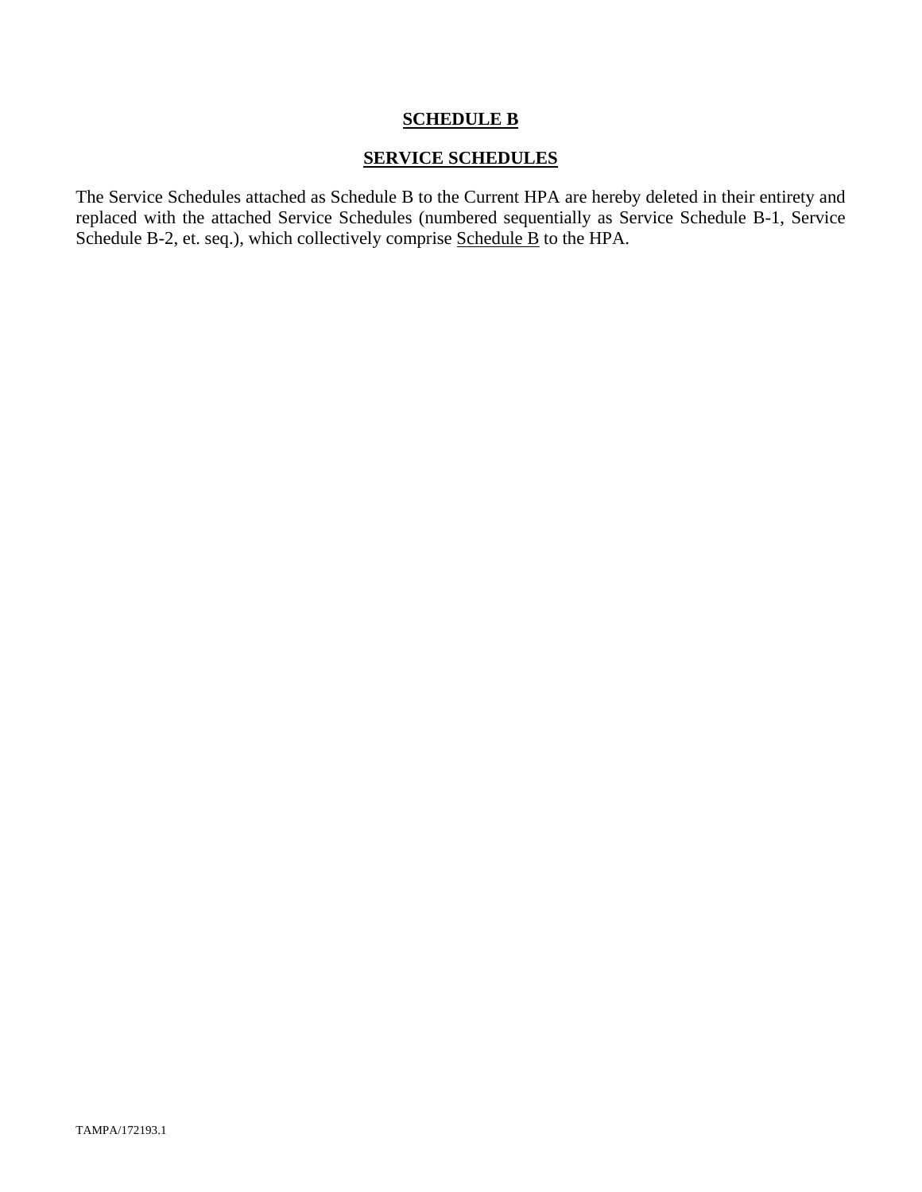# SCHEDULE B

## SERVICE SCHEDULES

The Service Schedules attached as Schedule B to the Current HPA are hereby deleted in their entirety and replaced with the attached Service Schedules (numbered sequentially as Service Schedule B-1, Service Schedule B-2, et. seq.), which collectively comprise Schedule B to the HPA.

TAMPA/172193.1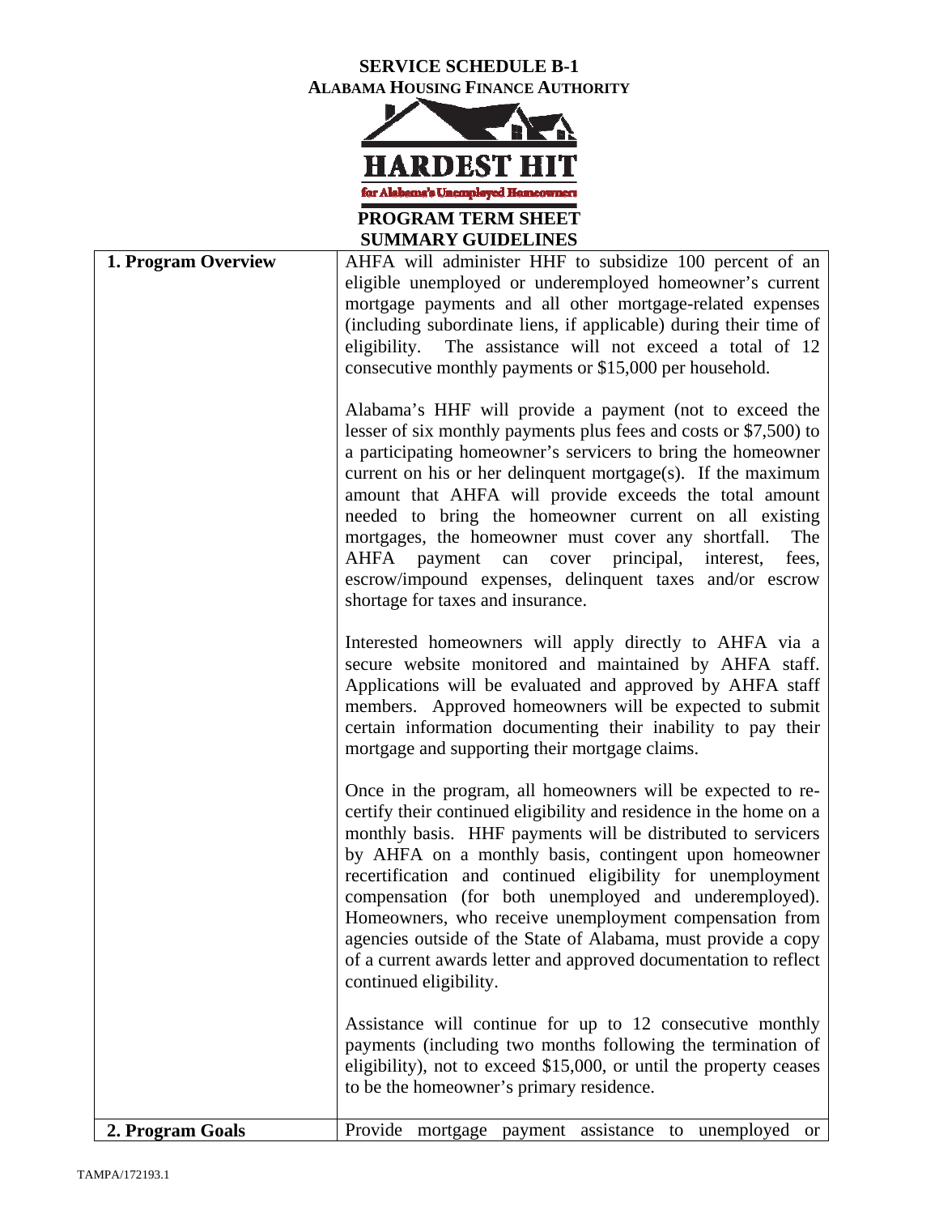**SERVICE SCHEDULE B-1**
**ALABAMA HOUSING FINANCE AUTHORITY**

**HARDEST HIT**
for Alabama's Unemployed Homeowners

**PROGRAM TERM SHEET**
**SUMMARY GUIDELINES**

| | |
|---|---|
| **1. Program Overview** | AHFA will administer HHF to subsidize 100 percent of an eligible unemployed or underemployed homeowner's current mortgage payments and all other mortgage-related expenses (including subordinate liens, if applicable) during their time of eligibility. The assistance will not exceed a total of 12 consecutive monthly payments or \$15,000 per household.<br><br>Alabama's HHF will provide a payment (not to exceed the lesser of six monthly payments plus fees and costs or \$7,500) to a participating homeowner's servicers to bring the homeowner current on his or her delinquent mortgage(s). If the maximum amount that AHFA will provide exceeds the total amount needed to bring the homeowner current on all existing mortgages, the homeowner must cover any shortfall. The AHFA payment can cover principal, interest, fees, escrow/impound expenses, delinquent taxes and/or escrow shortage for taxes and insurance.<br><br>Interested homeowners will apply directly to AHFA via a secure website monitored and maintained by AHFA staff. Applications will be evaluated and approved by AHFA staff members. Approved homeowners will be expected to submit certain information documenting their inability to pay their mortgage and supporting their mortgage claims.<br><br>Once in the program, all homeowners will be expected to re-certify their continued eligibility and residence in the home on a monthly basis. HHF payments will be distributed to servicers by AHFA on a monthly basis, contingent upon homeowner recertification and continued eligibility for unemployment compensation (for both unemployed and underemployed). Homeowners, who receive unemployment compensation from agencies outside of the State of Alabama, must provide a copy of a current awards letter and approved documentation to reflect continued eligibility.<br><br>Assistance will continue for up to 12 consecutive monthly payments (including two months following the termination of eligibility), not to exceed \$15,000, or until the property ceases to be the homeowner's primary residence. |
| **2. Program Goals** | Provide mortgage payment assistance to unemployed or |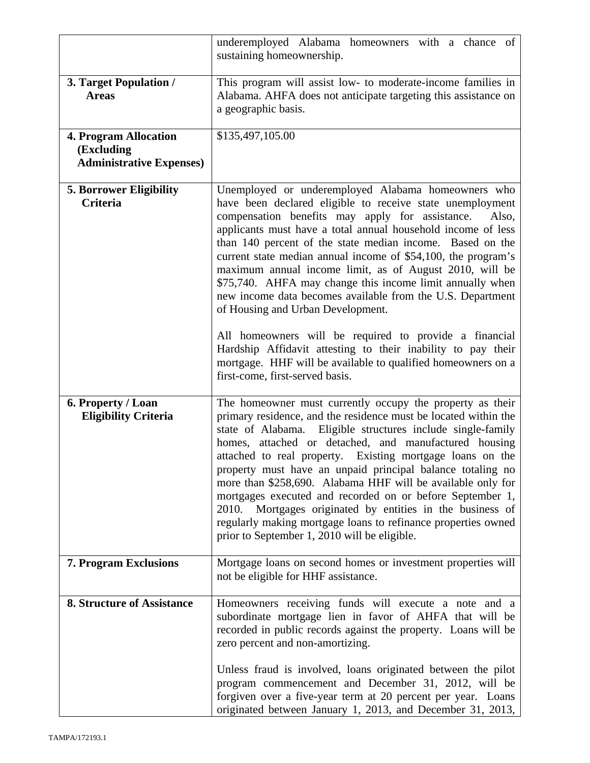| | |
|---|---|
| | underemployed Alabama homeowners with a chance of sustaining homeownership. |
| **3. Target Population / Areas** | This program will assist low- to moderate-income families in Alabama. AHFA does not anticipate targeting this assistance on a geographic basis. |
| **4. Program Allocation (Excluding Administrative Expenses)** | $135,497,105.00 |
| **5. Borrower Eligibility Criteria** | Unemployed or underemployed Alabama homeowners who have been declared eligible to receive state unemployment compensation benefits may apply for assistance. Also, applicants must have a total annual household income of less than 140 percent of the state median income. Based on the current state median annual income of $54,100, the program's maximum annual income limit, as of August 2010, will be $75,740. AHFA may change this income limit annually when new income data becomes available from the U.S. Department of Housing and Urban Development.<br><br>All homeowners will be required to provide a financial Hardship Affidavit attesting to their inability to pay their mortgage. HHF will be available to qualified homeowners on a first-come, first-served basis. |
| **6. Property / Loan Eligibility Criteria** | The homeowner must currently occupy the property as their primary residence, and the residence must be located within the state of Alabama. Eligible structures include single-family homes, attached or detached, and manufactured housing attached to real property. Existing mortgage loans on the property must have an unpaid principal balance totaling no more than $258,690. Alabama HHF will be available only for mortgages executed and recorded on or before September 1, 2010. Mortgages originated by entities in the business of regularly making mortgage loans to refinance properties owned prior to September 1, 2010 will be eligible. |
| **7. Program Exclusions** | Mortgage loans on second homes or investment properties will not be eligible for HHF assistance. |
| **8. Structure of Assistance** | Homeowners receiving funds will execute a note and a subordinate mortgage lien in favor of AHFA that will be recorded in public records against the property. Loans will be zero percent and non-amortizing.<br><br>Unless fraud is involved, loans originated between the pilot program commencement and December 31, 2012, will be forgiven over a five-year term at 20 percent per year. Loans originated between January 1, 2013, and December 31, 2013, |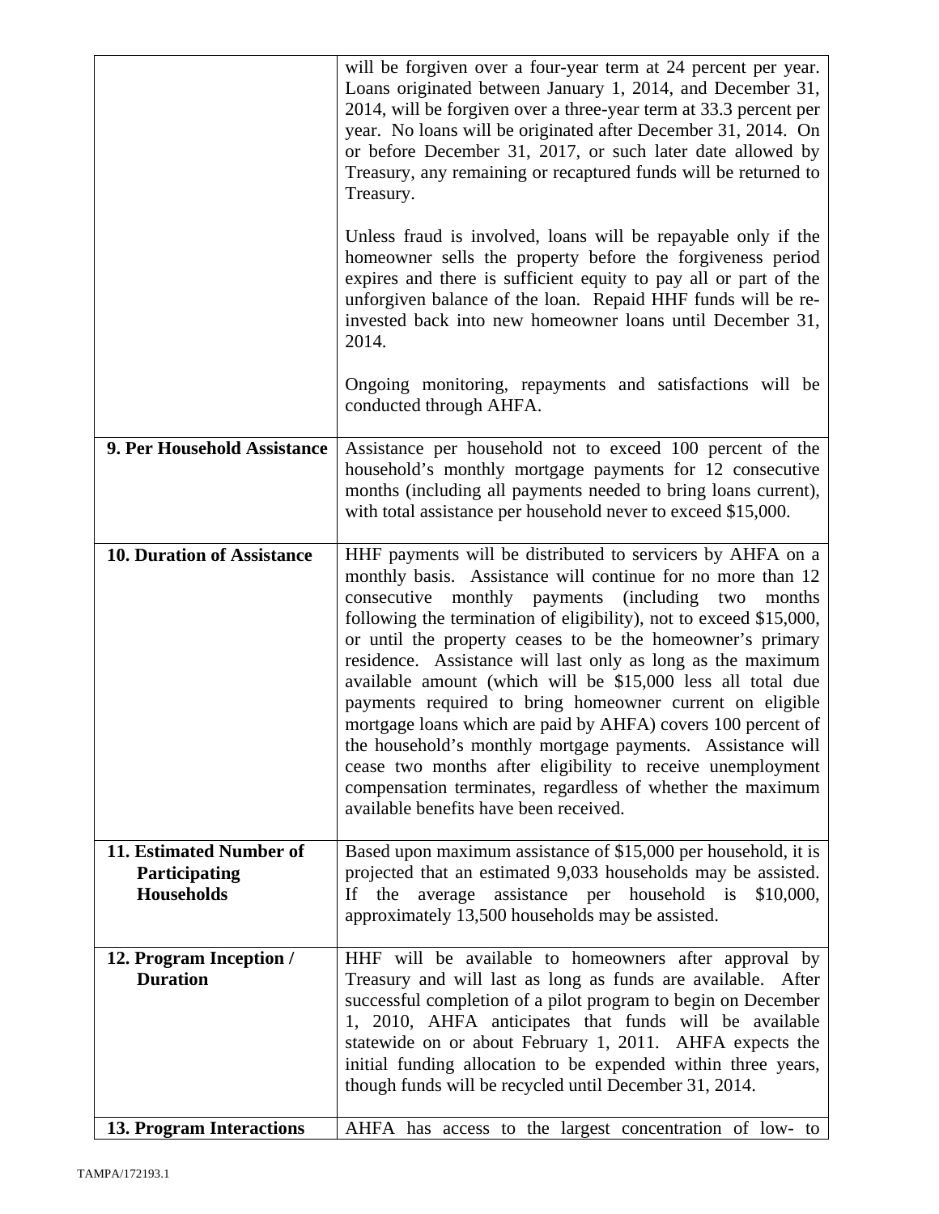| | |
|---|---|
| | will be forgiven over a four-year term at 24 percent per year. Loans originated between January 1, 2014, and December 31, 2014, will be forgiven over a three-year term at 33.3 percent per year. No loans will be originated after December 31, 2014. On or before December 31, 2017, or such later date allowed by Treasury, any remaining or recaptured funds will be returned to Treasury.<br><br>Unless fraud is involved, loans will be repayable only if the homeowner sells the property before the forgiveness period expires and there is sufficient equity to pay all or part of the unforgiven balance of the loan. Repaid HHF funds will be re-invested back into new homeowner loans until December 31, 2014.<br><br>Ongoing monitoring, repayments and satisfactions will be conducted through AHFA. |
| **9. Per Household Assistance** | Assistance per household not to exceed 100 percent of the household's monthly mortgage payments for 12 consecutive months (including all payments needed to bring loans current), with total assistance per household never to exceed $15,000. |
| **10. Duration of Assistance** | HHF payments will be distributed to servicers by AHFA on a monthly basis. Assistance will continue for no more than 12 consecutive monthly payments (including two months following the termination of eligibility), not to exceed $15,000, or until the property ceases to be the homeowner's primary residence. Assistance will last only as long as the maximum available amount (which will be $15,000 less all total due payments required to bring homeowner current on eligible mortgage loans which are paid by AHFA) covers 100 percent of the household's monthly mortgage payments. Assistance will cease two months after eligibility to receive unemployment compensation terminates, regardless of whether the maximum available benefits have been received. |
| **11. Estimated Number of Participating Households** | Based upon maximum assistance of $15,000 per household, it is projected that an estimated 9,033 households may be assisted. If the average assistance per household is $10,000, approximately 13,500 households may be assisted. |
| **12. Program Inception / Duration** | HHF will be available to homeowners after approval by Treasury and will last as long as funds are available. After successful completion of a pilot program to begin on December 1, 2010, AHFA anticipates that funds will be available statewide on or about February 1, 2011. AHFA expects the initial funding allocation to be expended within three years, though funds will be recycled until December 31, 2014. |
| **13. Program Interactions** | AHFA has access to the largest concentration of low- to |

TAMPA/172193.1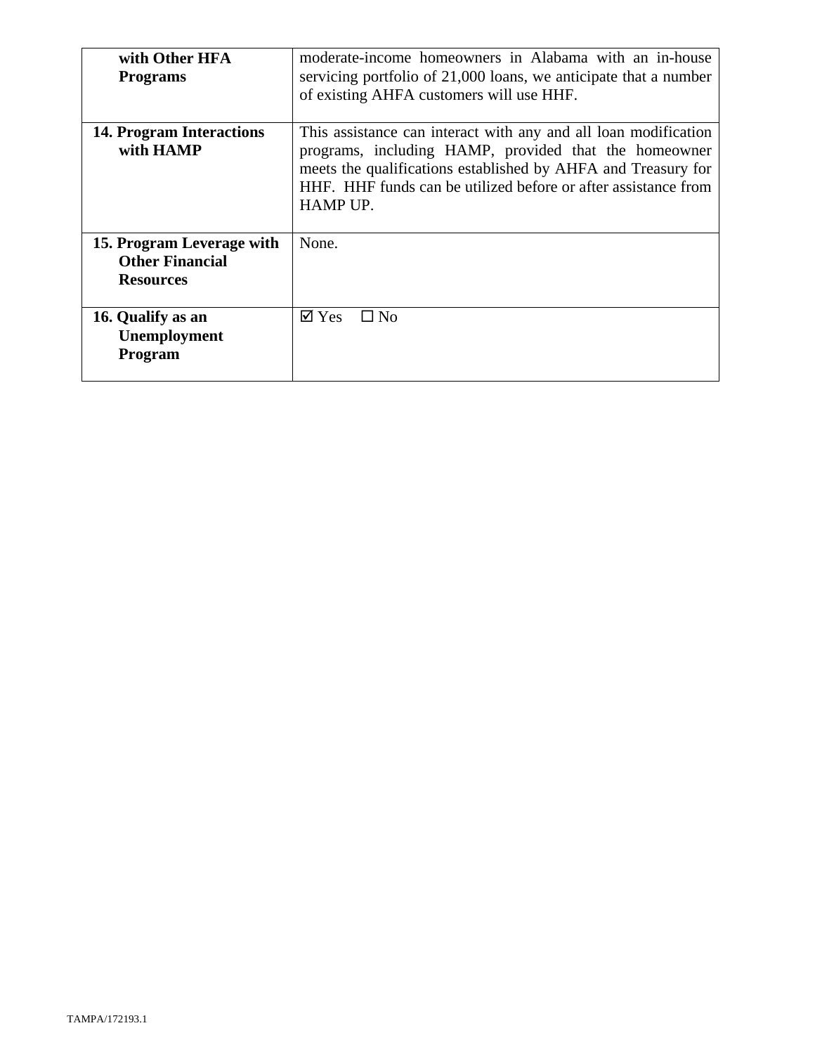| | |
|---|---|
| **with Other HFA Programs** | moderate-income homeowners in Alabama with an in-house servicing portfolio of 21,000 loans, we anticipate that a number of existing AHFA customers will use HHF. |
| **14. Program Interactions with HAMP** | This assistance can interact with any and all loan modification programs, including HAMP, provided that the homeowner meets the qualifications established by AHFA and Treasury for HHF. HHF funds can be utilized before or after assistance from HAMP UP. |
| **15. Program Leverage with Other Financial Resources** | None. |
| **16. Qualify as an Unemployment Program** | ☑ Yes ☐ No |

TAMPA/172193.1